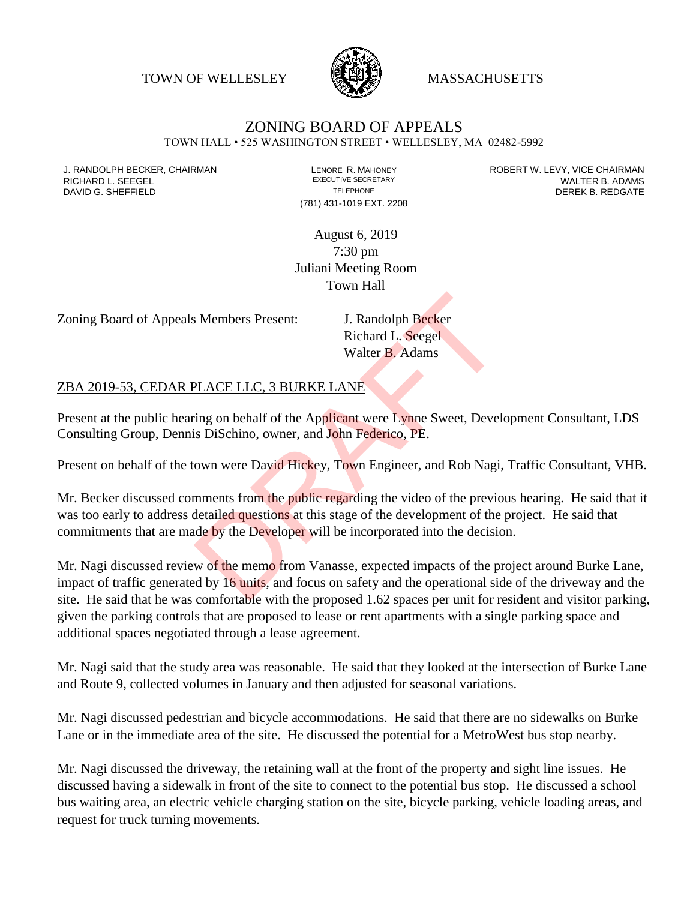TOWN OF WELLESLEY MASSACHUSETTS

# ZONING BOARD OF APPEALS

TOWN HALL • 525 WASHINGTON STREET • WELLESLEY, MA 02482-5992

J. RANDOLPH BECKER, CHAIRMAN
RICHARD L. SEEGEL
DAVID G. SHEFFIELD

LENORE R. MAHONEY
EXECUTIVE SECRETARY
TELEPHONE
(781) 431-1019 EXT. 2208

ROBERT W. LEVY, VICE CHAIRMAN
WALTER B. ADAMS
DEREK B. REDGATE

August 6, 2019
7:30 pm
Juliani Meeting Room
Town Hall

Zoning Board of Appeals Members Present: J. Randolph Becker
Richard L. Seegel
Walter B. Adams

ZBA 2019-53, CEDAR PLACE LLC, 3 BURKE LANE

Present at the public hearing on behalf of the Applicant were Lynne Sweet, Development Consultant, LDS Consulting Group, Dennis DiSchino, owner, and John Federico, PE.

Present on behalf of the town were David Hickey, Town Engineer, and Rob Nagi, Traffic Consultant, VHB.

Mr. Becker discussed comments from the public regarding the video of the previous hearing. He said that it was too early to address detailed questions at this stage of the development of the project. He said that commitments that are made by the Developer will be incorporated into the decision.

Mr. Nagi discussed review of the memo from Vanasse, expected impacts of the project around Burke Lane, impact of traffic generated by 16 units, and focus on safety and the operational side of the driveway and the site. He said that he was comfortable with the proposed 1.62 spaces per unit for resident and visitor parking, given the parking controls that are proposed to lease or rent apartments with a single parking space and additional spaces negotiated through a lease agreement.

Mr. Nagi said that the study area was reasonable. He said that they looked at the intersection of Burke Lane and Route 9, collected volumes in January and then adjusted for seasonal variations.

Mr. Nagi discussed pedestrian and bicycle accommodations. He said that there are no sidewalks on Burke Lane or in the immediate area of the site. He discussed the potential for a MetroWest bus stop nearby.

Mr. Nagi discussed the driveway, the retaining wall at the front of the property and sight line issues. He discussed having a sidewalk in front of the site to connect to the potential bus stop. He discussed a school bus waiting area, an electric vehicle charging station on the site, bicycle parking, vehicle loading areas, and request for truck turning movements.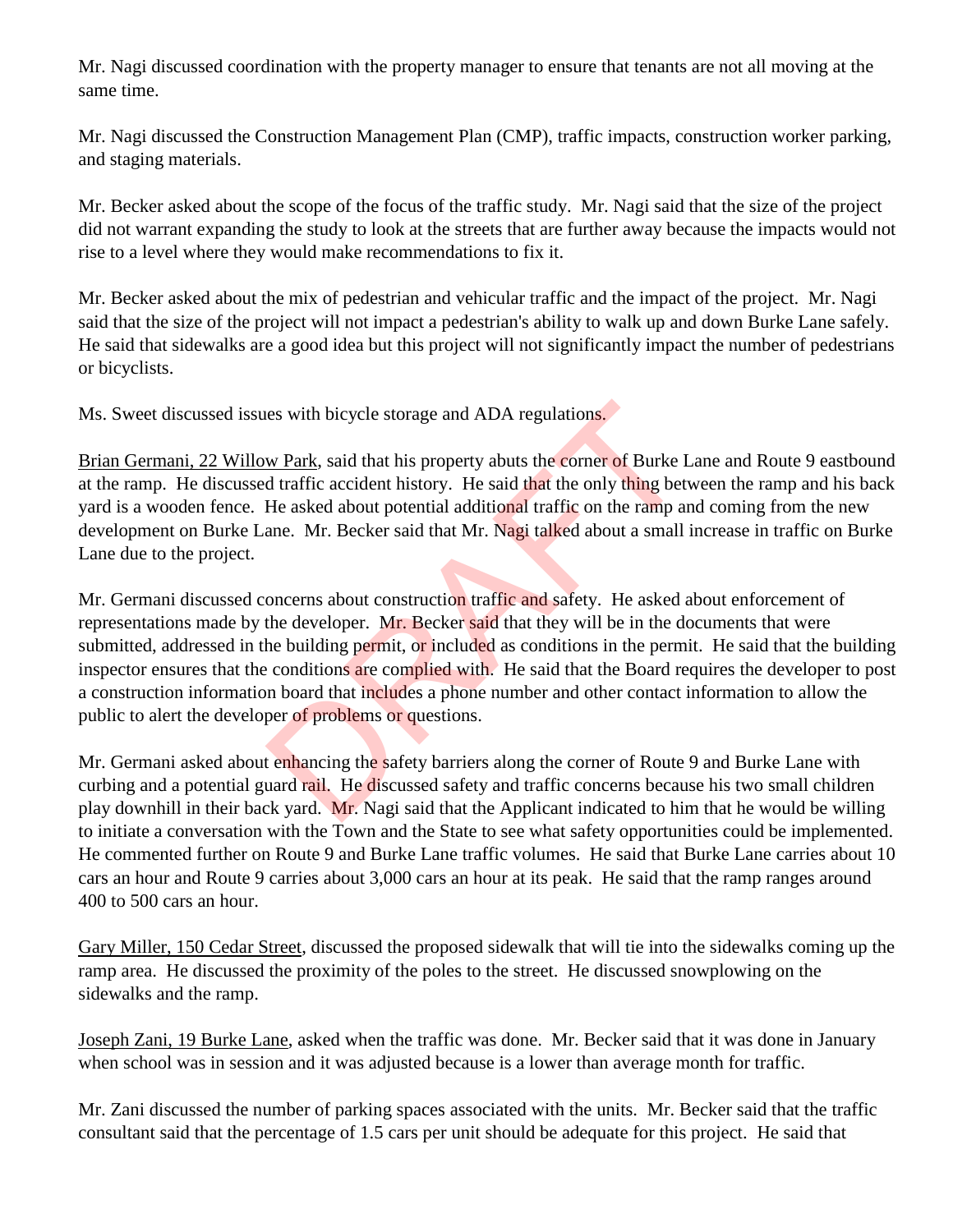Mr. Nagi discussed coordination with the property manager to ensure that tenants are not all moving at the same time.

Mr. Nagi discussed the Construction Management Plan (CMP), traffic impacts, construction worker parking, and staging materials.

Mr. Becker asked about the scope of the focus of the traffic study. Mr. Nagi said that the size of the project did not warrant expanding the study to look at the streets that are further away because the impacts would not rise to a level where they would make recommendations to fix it.

Mr. Becker asked about the mix of pedestrian and vehicular traffic and the impact of the project. Mr. Nagi said that the size of the project will not impact a pedestrian's ability to walk up and down Burke Lane safely. He said that sidewalks are a good idea but this project will not significantly impact the number of pedestrians or bicyclists.

Ms. Sweet discussed issues with bicycle storage and ADA regulations.

Brian Germani, 22 Willow Park, said that his property abuts the corner of Burke Lane and Route 9 eastbound at the ramp. He discussed traffic accident history. He said that the only thing between the ramp and his back yard is a wooden fence. He asked about potential additional traffic on the ramp and coming from the new development on Burke Lane. Mr. Becker said that Mr. Nagi talked about a small increase in traffic on Burke Lane due to the project.

Mr. Germani discussed concerns about construction traffic and safety. He asked about enforcement of representations made by the developer. Mr. Becker said that they will be in the documents that were submitted, addressed in the building permit, or included as conditions in the permit. He said that the building inspector ensures that the conditions are complied with. He said that the Board requires the developer to post a construction information board that includes a phone number and other contact information to allow the public to alert the developer of problems or questions.

Mr. Germani asked about enhancing the safety barriers along the corner of Route 9 and Burke Lane with curbing and a potential guard rail. He discussed safety and traffic concerns because his two small children play downhill in their back yard. Mr. Nagi said that the Applicant indicated to him that he would be willing to initiate a conversation with the Town and the State to see what safety opportunities could be implemented. He commented further on Route 9 and Burke Lane traffic volumes. He said that Burke Lane carries about 10 cars an hour and Route 9 carries about 3,000 cars an hour at its peak. He said that the ramp ranges around 400 to 500 cars an hour.

Gary Miller, 150 Cedar Street, discussed the proposed sidewalk that will tie into the sidewalks coming up the ramp area. He discussed the proximity of the poles to the street. He discussed snowplowing on the sidewalks and the ramp.

Joseph Zani, 19 Burke Lane, asked when the traffic was done. Mr. Becker said that it was done in January when school was in session and it was adjusted because is a lower than average month for traffic.

Mr. Zani discussed the number of parking spaces associated with the units. Mr. Becker said that the traffic consultant said that the percentage of 1.5 cars per unit should be adequate for this project. He said that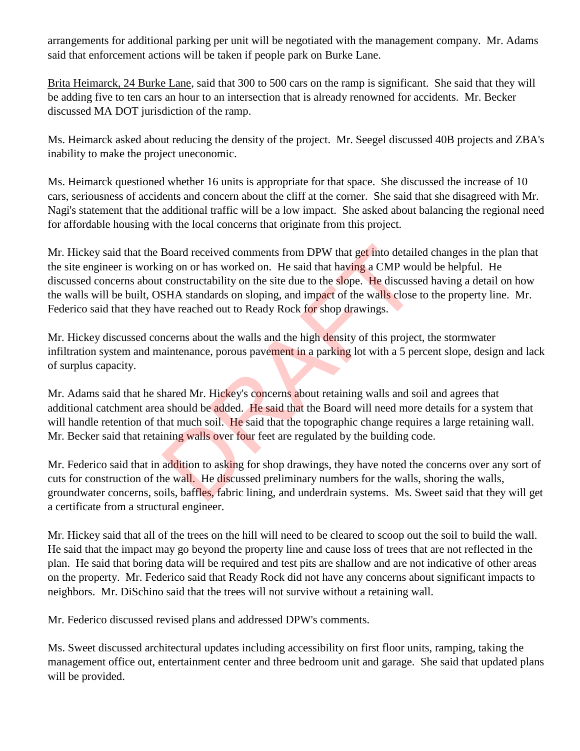arrangements for additional parking per unit will be negotiated with the management company. Mr. Adams said that enforcement actions will be taken if people park on Burke Lane.

Brita Heimarck, 24 Burke Lane, said that 300 to 500 cars on the ramp is significant. She said that they will be adding five to ten cars an hour to an intersection that is already renowned for accidents. Mr. Becker discussed MA DOT jurisdiction of the ramp.

Ms. Heimarck asked about reducing the density of the project. Mr. Seegel discussed 40B projects and ZBA's inability to make the project uneconomic.

Ms. Heimarck questioned whether 16 units is appropriate for that space. She discussed the increase of 10 cars, seriousness of accidents and concern about the cliff at the corner. She said that she disagreed with Mr. Nagi's statement that the additional traffic will be a low impact. She asked about balancing the regional need for affordable housing with the local concerns that originate from this project.

Mr. Hickey said that the Board received comments from DPW that get into detailed changes in the plan that the site engineer is working on or has worked on. He said that having a CMP would be helpful. He discussed concerns about constructability on the site due to the slope. He discussed having a detail on how the walls will be built, OSHA standards on sloping, and impact of the walls close to the property line. Mr. Federico said that they have reached out to Ready Rock for shop drawings.

Mr. Hickey discussed concerns about the walls and the high density of this project, the stormwater infiltration system and maintenance, porous pavement in a parking lot with a 5 percent slope, design and lack of surplus capacity.

Mr. Adams said that he shared Mr. Hickey's concerns about retaining walls and soil and agrees that additional catchment area should be added. He said that the Board will need more details for a system that will handle retention of that much soil. He said that the topographic change requires a large retaining wall. Mr. Becker said that retaining walls over four feet are regulated by the building code.

Mr. Federico said that in addition to asking for shop drawings, they have noted the concerns over any sort of cuts for construction of the wall. He discussed preliminary numbers for the walls, shoring the walls, groundwater concerns, soils, baffles, fabric lining, and underdrain systems. Ms. Sweet said that they will get a certificate from a structural engineer.

Mr. Hickey said that all of the trees on the hill will need to be cleared to scoop out the soil to build the wall. He said that the impact may go beyond the property line and cause loss of trees that are not reflected in the plan. He said that boring data will be required and test pits are shallow and are not indicative of other areas on the property. Mr. Federico said that Ready Rock did not have any concerns about significant impacts to neighbors. Mr. DiSchino said that the trees will not survive without a retaining wall.

Mr. Federico discussed revised plans and addressed DPW's comments.

Ms. Sweet discussed architectural updates including accessibility on first floor units, ramping, taking the management office out, entertainment center and three bedroom unit and garage. She said that updated plans will be provided.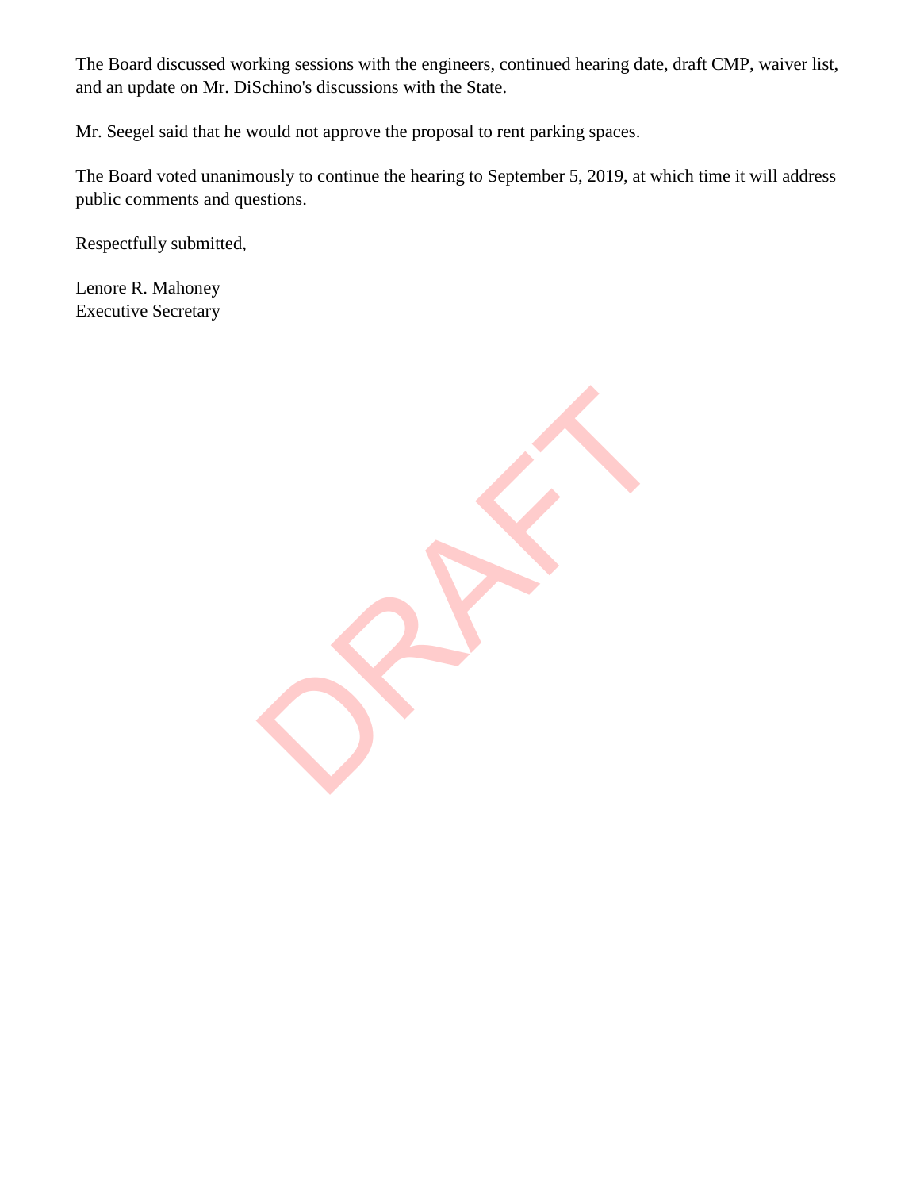The Board discussed working sessions with the engineers, continued hearing date, draft CMP, waiver list, and an update on Mr. DiSchino's discussions with the State.

Mr. Seegel said that he would not approve the proposal to rent parking spaces.

The Board voted unanimously to continue the hearing to September 5, 2019, at which time it will address public comments and questions.

Respectfully submitted,

Lenore R. Mahoney
Executive Secretary

DRAFT